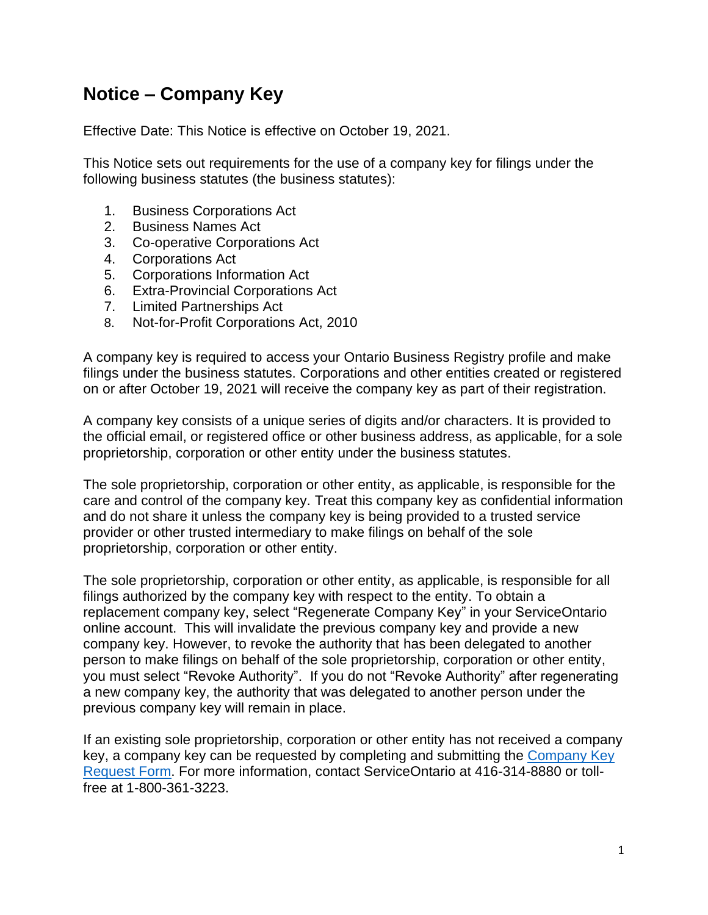# Notice – Company Key

Effective Date: This Notice is effective on October 19, 2021.

This Notice sets out requirements for the use of a company key for filings under the following business statutes (the business statutes):

1. Business Corporations Act
2. Business Names Act
3. Co-operative Corporations Act
4. Corporations Act
5. Corporations Information Act
6. Extra-Provincial Corporations Act
7. Limited Partnerships Act
8. Not-for-Profit Corporations Act, 2010

A company key is required to access your Ontario Business Registry profile and make filings under the business statutes. Corporations and other entities created or registered on or after October 19, 2021 will receive the company key as part of their registration.

A company key consists of a unique series of digits and/or characters. It is provided to the official email, or registered office or other business address, as applicable, for a sole proprietorship, corporation or other entity under the business statutes.

The sole proprietorship, corporation or other entity, as applicable, is responsible for the care and control of the company key. Treat this company key as confidential information and do not share it unless the company key is being provided to a trusted service provider or other trusted intermediary to make filings on behalf of the sole proprietorship, corporation or other entity.

The sole proprietorship, corporation or other entity, as applicable, is responsible for all filings authorized by the company key with respect to the entity. To obtain a replacement company key, select "Regenerate Company Key" in your ServiceOntario online account. This will invalidate the previous company key and provide a new company key. However, to revoke the authority that has been delegated to another person to make filings on behalf of the sole proprietorship, corporation or other entity, you must select "Revoke Authority". If you do not "Revoke Authority" after regenerating a new company key, the authority that was delegated to another person under the previous company key will remain in place.

If an existing sole proprietorship, corporation or other entity has not received a company key, a company key can be requested by completing and submitting the Company Key Request Form. For more information, contact ServiceOntario at 416-314-8880 or toll-free at 1-800-361-3223.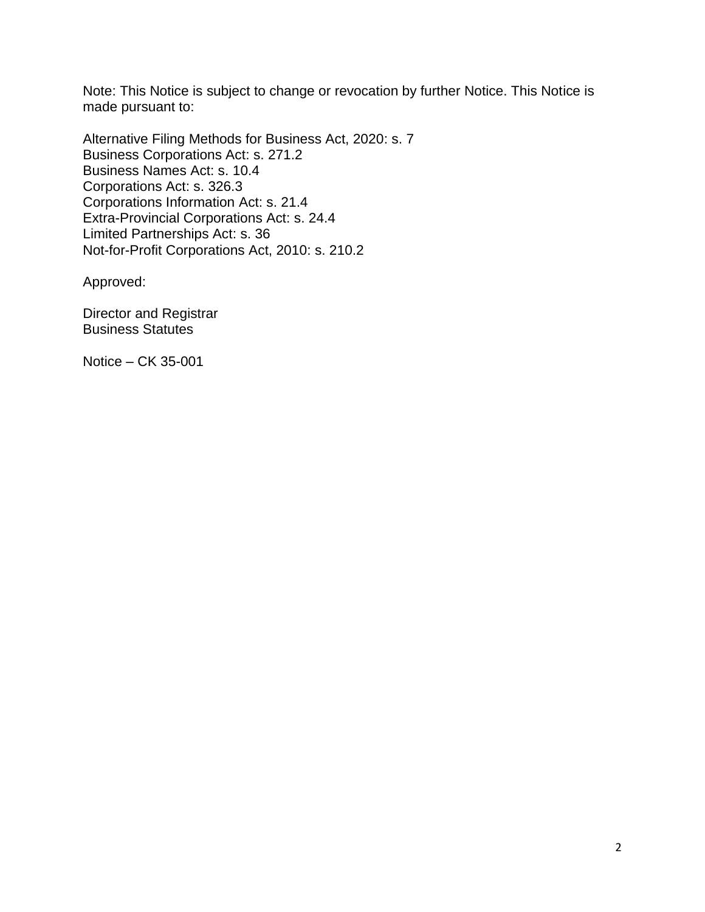Note: This Notice is subject to change or revocation by further Notice. This Notice is made pursuant to:

Alternative Filing Methods for Business Act, 2020: s. 7
Business Corporations Act: s. 271.2
Business Names Act: s. 10.4
Corporations Act: s. 326.3
Corporations Information Act: s. 21.4
Extra-Provincial Corporations Act: s. 24.4
Limited Partnerships Act: s. 36
Not-for-Profit Corporations Act, 2010: s. 210.2

Approved:

Director and Registrar
Business Statutes

Notice – CK 35-001